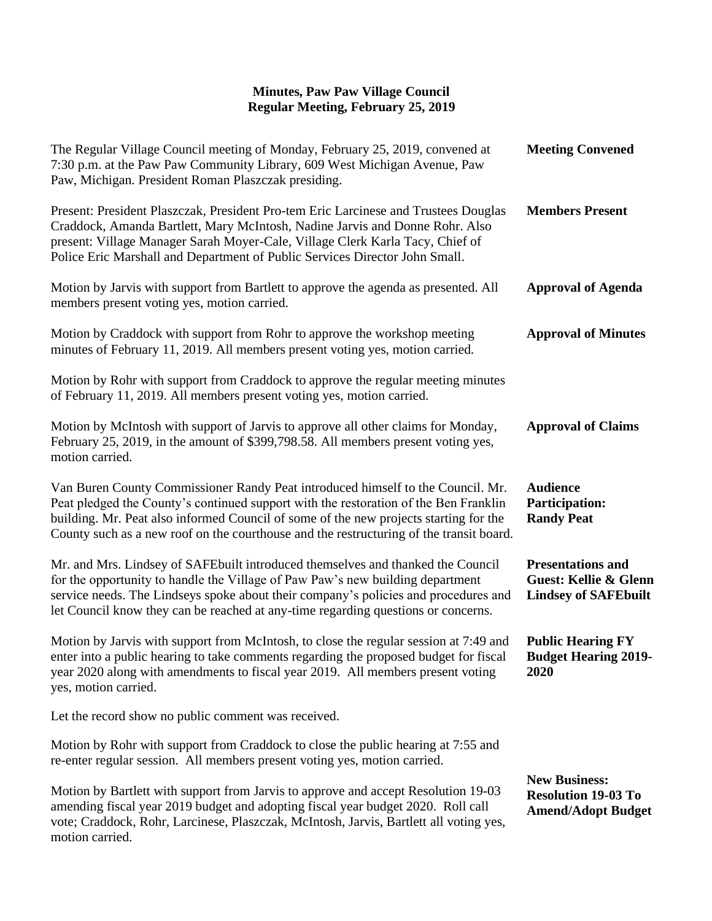# Minutes, Paw Paw Village Council
## Regular Meeting, February 25, 2019

**Meeting Convened**

The Regular Village Council meeting of Monday, February 25, 2019, convened at 7:30 p.m. at the Paw Paw Community Library, 609 West Michigan Avenue, Paw Paw, Michigan. President Roman Plaszczak presiding.

**Members Present**

Present: President Plaszczak, President Pro-tem Eric Larcinese and Trustees Douglas Craddock, Amanda Bartlett, Mary McIntosh, Nadine Jarvis and Donne Rohr. Also present: Village Manager Sarah Moyer-Cale, Village Clerk Karla Tacy, Chief of Police Eric Marshall and Department of Public Services Director John Small.

**Approval of Agenda**

Motion by Jarvis with support from Bartlett to approve the agenda as presented. All members present voting yes, motion carried.

**Approval of Minutes**

Motion by Craddock with support from Rohr to approve the workshop meeting minutes of February 11, 2019. All members present voting yes, motion carried.

Motion by Rohr with support from Craddock to approve the regular meeting minutes of February 11, 2019. All members present voting yes, motion carried.

**Approval of Claims**

Motion by McIntosh with support of Jarvis to approve all other claims for Monday, February 25, 2019, in the amount of $399,798.58. All members present voting yes, motion carried.

**Audience Participation: Randy Peat**

Van Buren County Commissioner Randy Peat introduced himself to the Council. Mr. Peat pledged the County's continued support with the restoration of the Ben Franklin building. Mr. Peat also informed Council of some of the new projects starting for the County such as a new roof on the courthouse and the restructuring of the transit board.

**Presentations and Guest: Kellie & Glenn Lindsey of SAFEbuilt**

Mr. and Mrs. Lindsey of SAFEbuilt introduced themselves and thanked the Council for the opportunity to handle the Village of Paw Paw's new building department service needs. The Lindseys spoke about their company's policies and procedures and let Council know they can be reached at any-time regarding questions or concerns.

**Public Hearing FY Budget Hearing 2019-2020**

Motion by Jarvis with support from McIntosh, to close the regular session at 7:49 and enter into a public hearing to take comments regarding the proposed budget for fiscal year 2020 along with amendments to fiscal year 2019. All members present voting yes, motion carried.

Let the record show no public comment was received.

Motion by Rohr with support from Craddock to close the public hearing at 7:55 and re-enter regular session. All members present voting yes, motion carried.

**New Business: Resolution 19-03 To Amend/Adopt Budget**

Motion by Bartlett with support from Jarvis to approve and accept Resolution 19-03 amending fiscal year 2019 budget and adopting fiscal year budget 2020. Roll call vote; Craddock, Rohr, Larcinese, Plaszczak, McIntosh, Jarvis, Bartlett all voting yes, motion carried.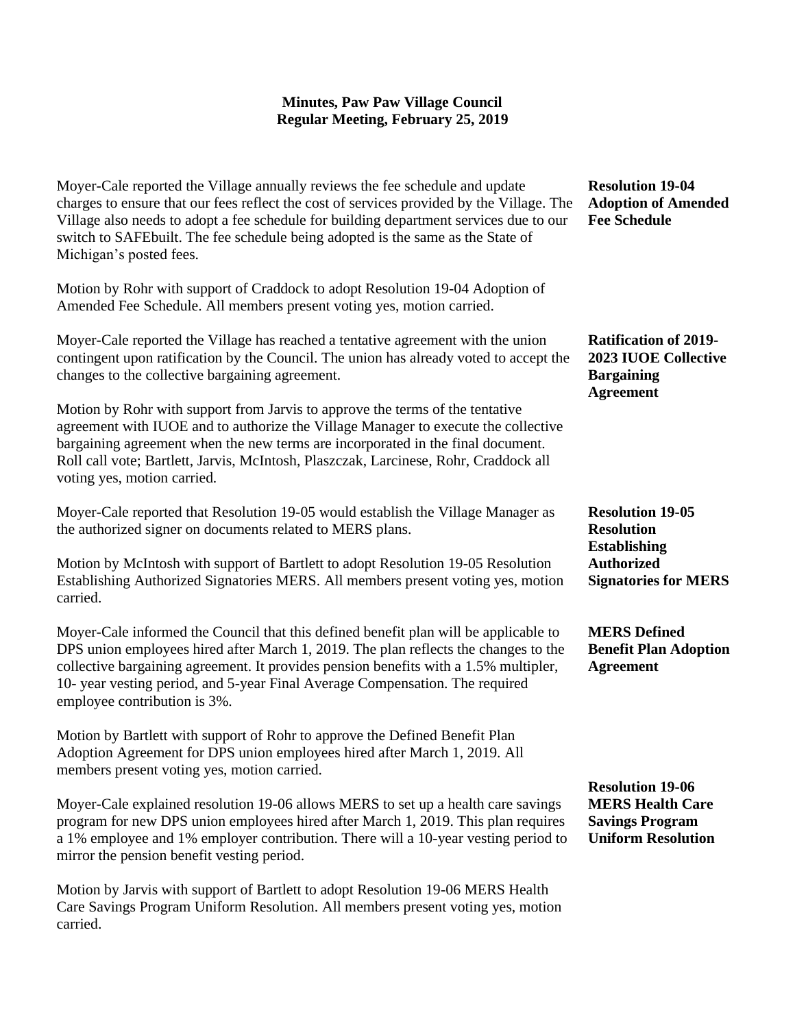**Minutes, Paw Paw Village Council**
**Regular Meeting, February 25, 2019**

**Resolution 19-04 Adoption of Amended Fee Schedule**

Moyer-Cale reported the Village annually reviews the fee schedule and update charges to ensure that our fees reflect the cost of services provided by the Village. The Village also needs to adopt a fee schedule for building department services due to our switch to SAFEbuilt. The fee schedule being adopted is the same as the State of Michigan's posted fees.

Motion by Rohr with support of Craddock to adopt Resolution 19-04 Adoption of Amended Fee Schedule. All members present voting yes, motion carried.

**Ratification of 2019-2023 IUOE Collective Bargaining Agreement**

Moyer-Cale reported the Village has reached a tentative agreement with the union contingent upon ratification by the Council. The union has already voted to accept the changes to the collective bargaining agreement.

Motion by Rohr with support from Jarvis to approve the terms of the tentative agreement with IUOE and to authorize the Village Manager to execute the collective bargaining agreement when the new terms are incorporated in the final document. Roll call vote; Bartlett, Jarvis, McIntosh, Plaszczak, Larcinese, Rohr, Craddock all voting yes, motion carried.

**Resolution 19-05 Resolution Establishing Authorized Signatories for MERS**

Moyer-Cale reported that Resolution 19-05 would establish the Village Manager as the authorized signer on documents related to MERS plans.

Motion by McIntosh with support of Bartlett to adopt Resolution 19-05 Resolution Establishing Authorized Signatories MERS. All members present voting yes, motion carried.

**MERS Defined Benefit Plan Adoption Agreement**

Moyer-Cale informed the Council that this defined benefit plan will be applicable to DPS union employees hired after March 1, 2019. The plan reflects the changes to the collective bargaining agreement. It provides pension benefits with a 1.5% multipler, 10- year vesting period, and 5-year Final Average Compensation. The required employee contribution is 3%.

Motion by Bartlett with support of Rohr to approve the Defined Benefit Plan Adoption Agreement for DPS union employees hired after March 1, 2019. All members present voting yes, motion carried.

**Resolution 19-06 MERS Health Care Savings Program Uniform Resolution**

Moyer-Cale explained resolution 19-06 allows MERS to set up a health care savings program for new DPS union employees hired after March 1, 2019. This plan requires a 1% employee and 1% employer contribution. There will a 10-year vesting period to mirror the pension benefit vesting period.

Motion by Jarvis with support of Bartlett to adopt Resolution 19-06 MERS Health Care Savings Program Uniform Resolution. All members present voting yes, motion carried.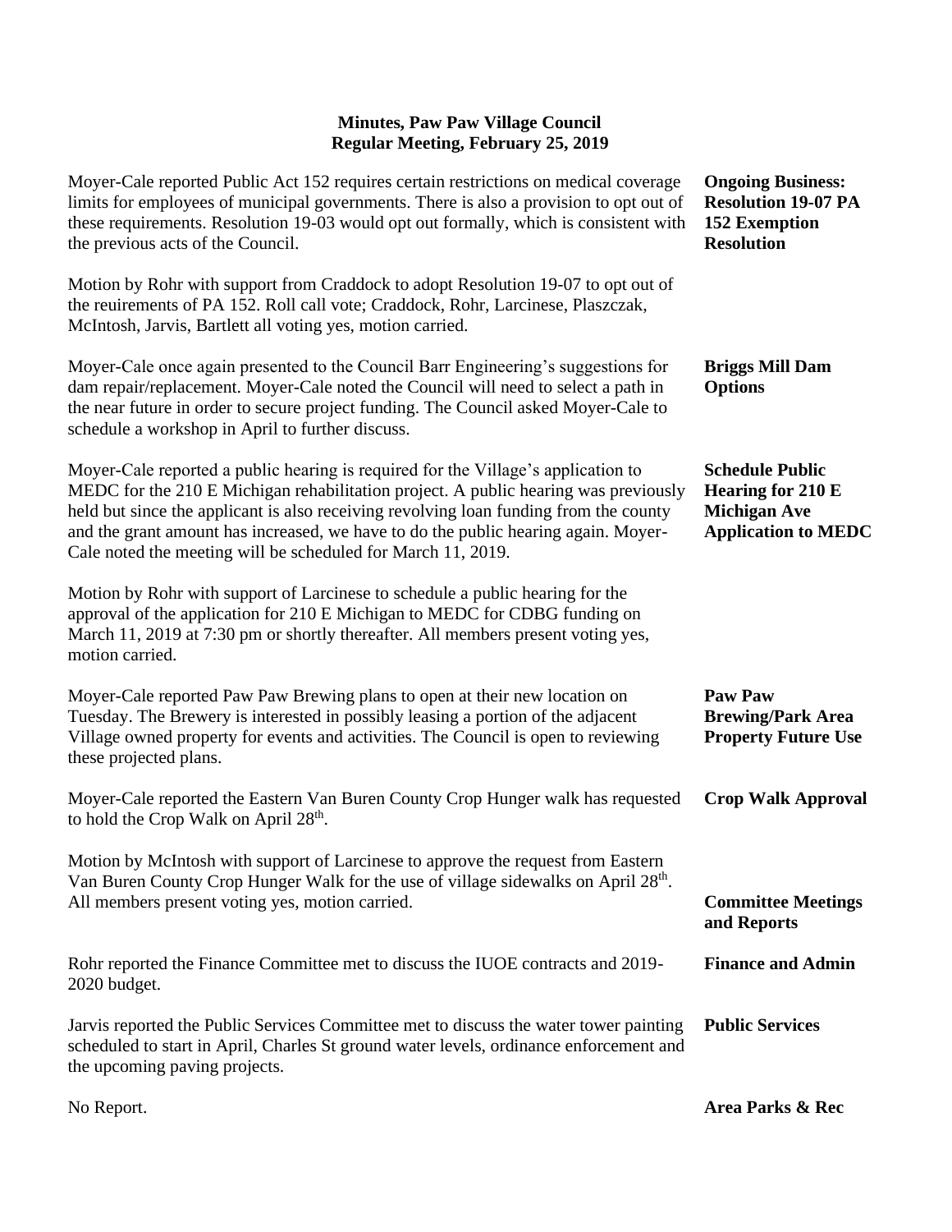**Minutes, Paw Paw Village Council**
**Regular Meeting, February 25, 2019**

**Ongoing Business: Resolution 19-07 PA 152 Exemption Resolution**

Moyer-Cale reported Public Act 152 requires certain restrictions on medical coverage limits for employees of municipal governments. There is also a provision to opt out of these requirements. Resolution 19-03 would opt out formally, which is consistent with the previous acts of the Council.

Motion by Rohr with support from Craddock to adopt Resolution 19-07 to opt out of the reuirements of PA 152. Roll call vote; Craddock, Rohr, Larcinese, Plaszczak, McIntosh, Jarvis, Bartlett all voting yes, motion carried.

**Briggs Mill Dam Options**

Moyer-Cale once again presented to the Council Barr Engineering's suggestions for dam repair/replacement. Moyer-Cale noted the Council will need to select a path in the near future in order to secure project funding. The Council asked Moyer-Cale to schedule a workshop in April to further discuss.

**Schedule Public Hearing for 210 E Michigan Ave Application to MEDC**

Moyer-Cale reported a public hearing is required for the Village's application to MEDC for the 210 E Michigan rehabilitation project. A public hearing was previously held but since the applicant is also receiving revolving loan funding from the county and the grant amount has increased, we have to do the public hearing again. Moyer-Cale noted the meeting will be scheduled for March 11, 2019.

Motion by Rohr with support of Larcinese to schedule a public hearing for the approval of the application for 210 E Michigan to MEDC for CDBG funding on March 11, 2019 at 7:30 pm or shortly thereafter. All members present voting yes, motion carried.

**Paw Paw Brewing/Park Area Property Future Use**

Moyer-Cale reported Paw Paw Brewing plans to open at their new location on Tuesday. The Brewery is interested in possibly leasing a portion of the adjacent Village owned property for events and activities. The Council is open to reviewing these projected plans.

**Crop Walk Approval**

Moyer-Cale reported the Eastern Van Buren County Crop Hunger walk has requested to hold the Crop Walk on April 28th.

Motion by McIntosh with support of Larcinese to approve the request from Eastern Van Buren County Crop Hunger Walk for the use of village sidewalks on April 28th. All members present voting yes, motion carried.

**Committee Meetings and Reports**

**Finance and Admin**

Rohr reported the Finance Committee met to discuss the IUOE contracts and 2019-2020 budget.

**Public Services**

Jarvis reported the Public Services Committee met to discuss the water tower painting scheduled to start in April, Charles St ground water levels, ordinance enforcement and the upcoming paving projects.

**Area Parks & Rec**

No Report.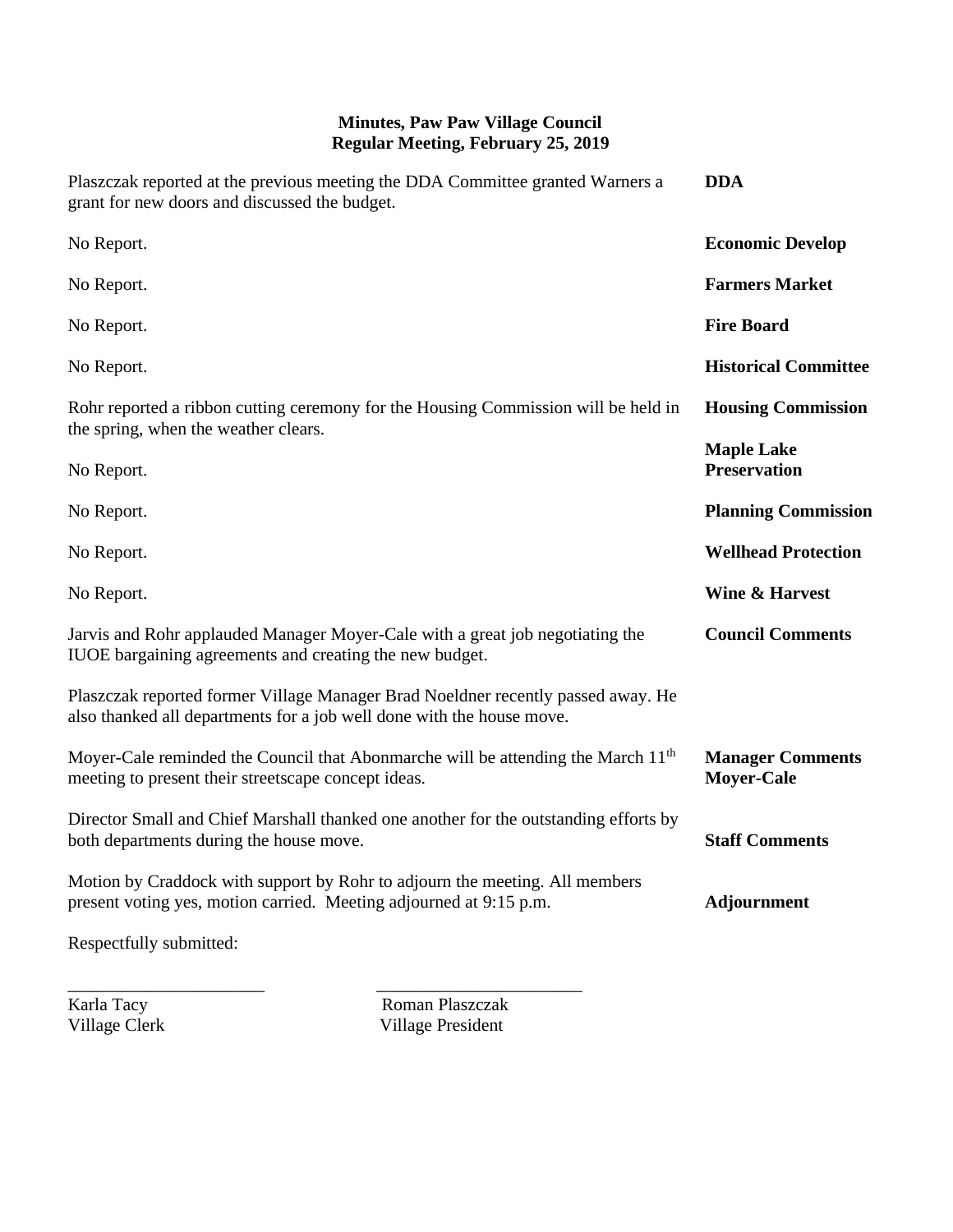**Minutes, Paw Paw Village Council**
**Regular Meeting, February 25, 2019**

**DDA**
Plaszczak reported at the previous meeting the DDA Committee granted Warners a grant for new doors and discussed the budget.

**Economic Develop**
No Report.

**Farmers Market**
No Report.

**Fire Board**
No Report.

**Historical Committee**
No Report.

**Housing Commission**
Rohr reported a ribbon cutting ceremony for the Housing Commission will be held in the spring, when the weather clears.

**Maple Lake Preservation**
No Report.

**Planning Commission**
No Report.

**Wellhead Protection**
No Report.

**Wine & Harvest**
No Report.

**Council Comments**
Jarvis and Rohr applauded Manager Moyer-Cale with a great job negotiating the IUOE bargaining agreements and creating the new budget.

Plaszczak reported former Village Manager Brad Noeldner recently passed away. He also thanked all departments for a job well done with the house move.

**Manager Comments Moyer-Cale**
Moyer-Cale reminded the Council that Abonmarche will be attending the March 11th meeting to present their streetscape concept ideas.

**Staff Comments**
Director Small and Chief Marshall thanked one another for the outstanding efforts by both departments during the house move.

**Adjournment**
Motion by Craddock with support by Rohr to adjourn the meeting. All members present voting yes, motion carried. Meeting adjourned at 9:15 p.m.

Respectfully submitted:

\_\_\_\_\_\_\_\_\_\_\_\_\_\_\_\_\_\_\_\_\_\_\_ \_\_\_\_\_\_\_\_\_\_\_\_\_\_\_\_\_\_\_\_\_\_\_

Karla Tacy
Village Clerk

Roman Plaszczak
Village President